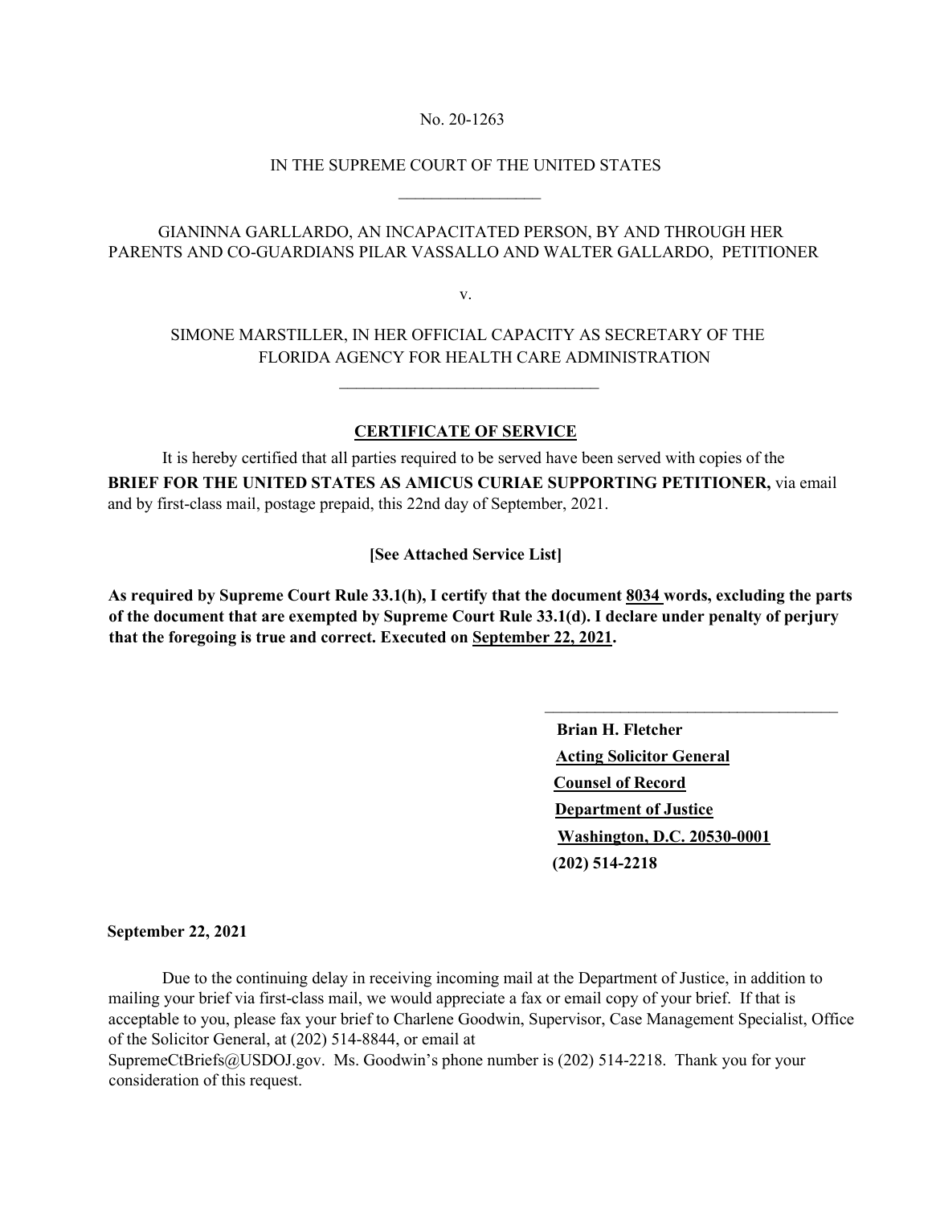No. 20-1263

IN THE SUPREME COURT OF THE UNITED STATES

\_\_\_\_\_\_\_\_\_\_\_\_\_\_\_\_\_

GIANINNA GARLLARDO, AN INCAPACITATED PERSON, BY AND THROUGH HER PARENTS AND CO-GUARDIANS PILAR VASSALLO AND WALTER GALLARDO, PETITIONER

v.

SIMONE MARSTILLER, IN HER OFFICIAL CAPACITY AS SECRETARY OF THE FLORIDA AGENCY FOR HEALTH CARE ADMINISTRATION

\_\_\_\_\_\_\_\_\_\_\_\_\_\_\_\_\_\_\_\_\_\_\_\_\_\_\_\_\_\_\_

**CERTIFICATE OF SERVICE**

It is hereby certified that all parties required to be served have been served with copies of the **BRIEF FOR THE UNITED STATES AS AMICUS CURIAE SUPPORTING PETITIONER,** via email and by first-class mail, postage prepaid, this 22nd day of September, 2021.

**[See Attached Service List]**

**As required by Supreme Court Rule 33.1(h), I certify that the document 8034 words, excluding the parts of the document that are exempted by Supreme Court Rule 33.1(d). I declare under penalty of perjury that the foregoing is true and correct. Executed on September 22, 2021.**

\_\_\_\_\_\_\_\_\_\_\_\_\_\_\_\_\_\_\_\_\_\_\_\_\_\_\_\_\_\_\_\_\_\_\_

**Brian H. Fletcher**
**Acting Solicitor General**
**Counsel of Record**
**Department of Justice**
**Washington, D.C. 20530-0001**
**(202) 514-2218**

**September 22, 2021**

Due to the continuing delay in receiving incoming mail at the Department of Justice, in addition to mailing your brief via first-class mail, we would appreciate a fax or email copy of your brief. If that is acceptable to you, please fax your brief to Charlene Goodwin, Supervisor, Case Management Specialist, Office of the Solicitor General, at (202) 514-8844, or email at SupremeCtBriefs@USDOJ.gov. Ms. Goodwin's phone number is (202) 514-2218. Thank you for your consideration of this request.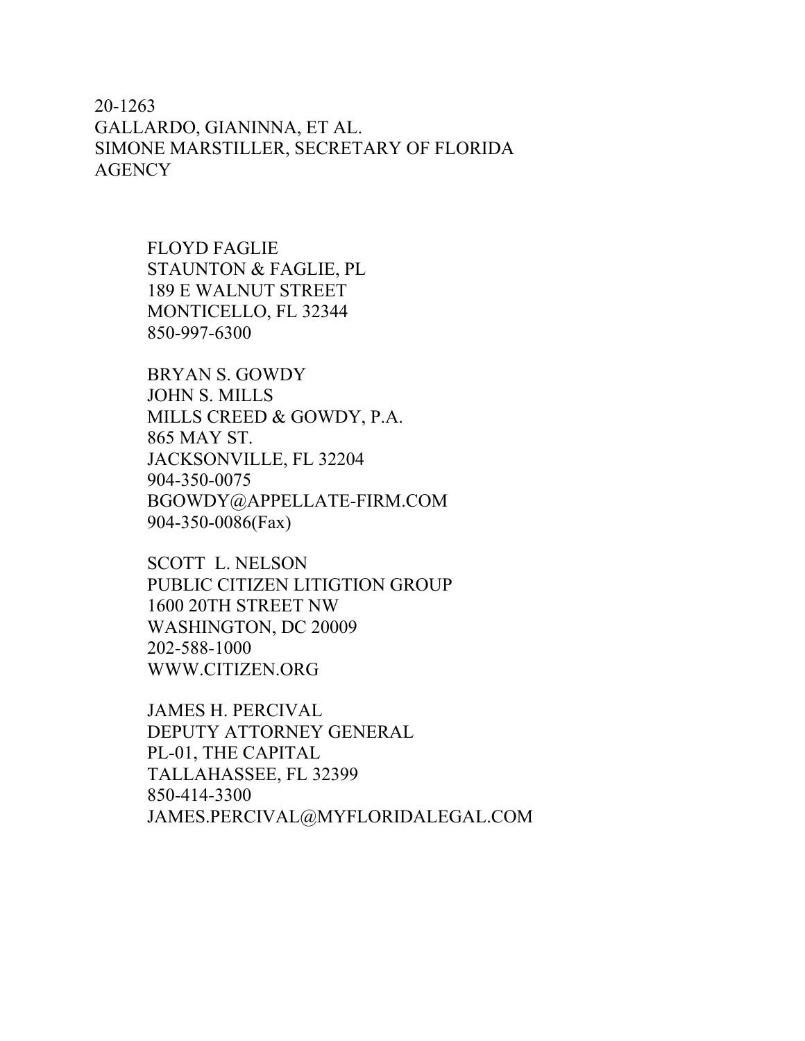20-1263
GALLARDO, GIANINNA, ET AL.
SIMONE MARSTILLER, SECRETARY OF FLORIDA
AGENCY

FLOYD FAGLIE
STAUNTON & FAGLIE, PL
189 E WALNUT STREET
MONTICELLO, FL 32344
850-997-6300

BRYAN S. GOWDY
JOHN S. MILLS
MILLS CREED & GOWDY, P.A.
865 MAY ST.
JACKSONVILLE, FL 32204
904-350-0075
BGOWDY@APPELLATE-FIRM.COM
904-350-0086(Fax)

SCOTT L. NELSON
PUBLIC CITIZEN LITIGTION GROUP
1600 20TH STREET NW
WASHINGTON, DC 20009
202-588-1000
WWW.CITIZEN.ORG

JAMES H. PERCIVAL
DEPUTY ATTORNEY GENERAL
PL-01, THE CAPITAL
TALLAHASSEE, FL 32399
850-414-3300
JAMES.PERCIVAL@MYFLORIDALEGAL.COM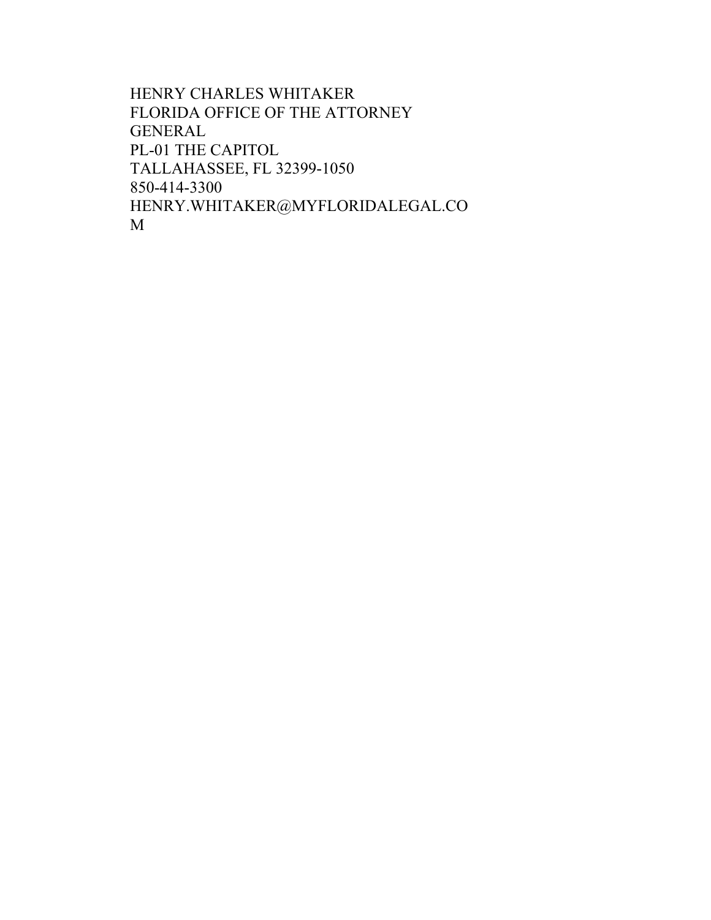HENRY CHARLES WHITAKER
FLORIDA OFFICE OF THE ATTORNEY
GENERAL
PL-01 THE CAPITOL
TALLAHASSEE, FL 32399-1050
850-414-3300
HENRY.WHITAKER@MYFLORIDALEGAL.CO
M